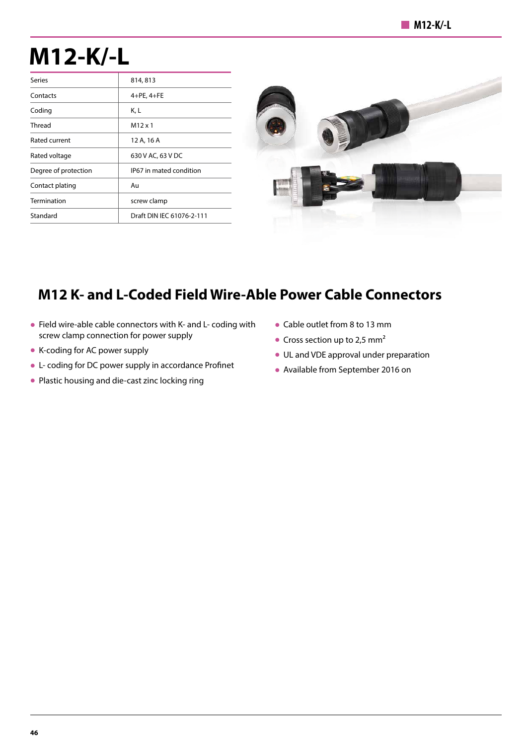# M12-K/-L

| Series | 814, 813 |
|---|---|
| Contacts | 4+PE, 4+FE |
| Coding | K, L |
| Thread | M12 x 1 |
| Rated current | 12 A, 16 A |
| Rated voltage | 630 V AC, 63 V DC |
| Degree of protection | IP67 in mated condition |
| Contact plating | Au |
| Termination | screw clamp |
| Standard | Draft DIN IEC 61076-2-111 |

## M12 K- and L-Coded Field Wire-Able Power Cable Connectors

- Field wire-able cable connectors with K- and L- coding with screw clamp connection for power supply
- K-coding for AC power supply
- L- coding for DC power supply in accordance Profinet
- Plastic housing and die-cast zinc locking ring
- Cable outlet from 8 to 13 mm
- Cross section up to 2,5 mm²
- UL and VDE approval under preparation
- Available from September 2016 on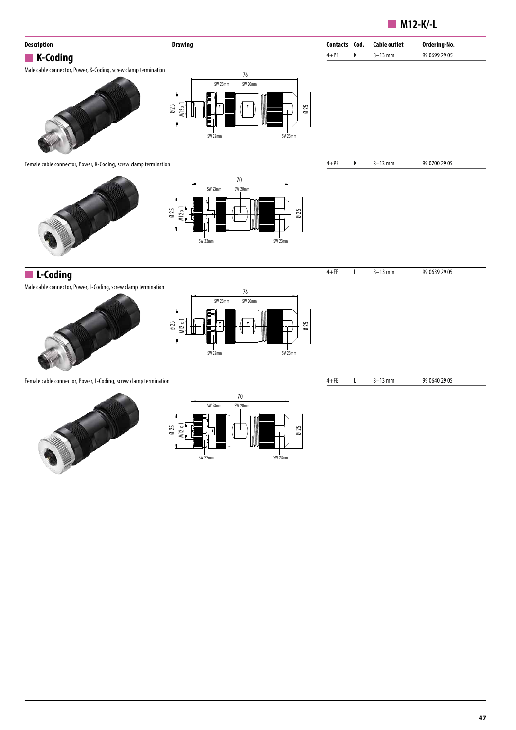| Description | Drawing | Contacts | Cod. | Cable outlet | Ordering-No. |
|---|---|---|---|---|---|
| **K-Coding** | | 4+PE | K | 8–13 mm | 99 0699 29 05 |
| Male cable connector, Power, K-Coding, screw clamp termination | | | | | |
| Female cable connector, Power, K-Coding, screw clamp termination | | 4+PE | K | 8–13 mm | 99 0700 29 05 |
| **L-Coding** | | 4+FE | L | 8–13 mm | 99 0639 29 05 |
| Male cable connector, Power, L-Coding, screw clamp termination | | | | | |
| Female cable connector, Power, L-Coding, screw clamp termination | | 4+FE | L | 8–13 mm | 99 0640 29 05 |

76
SW 23mm
SW 20mm
Ø 25
M12 x 1
Ø 25
SW 22mm
SW 23mm

70
SW 23mm
SW 20mm
Ø 25
M12 x 1
Ø 25
SW 22mm
SW 23mm

76
SW 23mm
SW 20mm
Ø 25
M12 x 1
Ø 25
SW 22mm
SW 23mm

70
SW 23mm
SW 20mm
Ø 25
M12 x 1
Ø 25
SW 22mm
SW 23mm